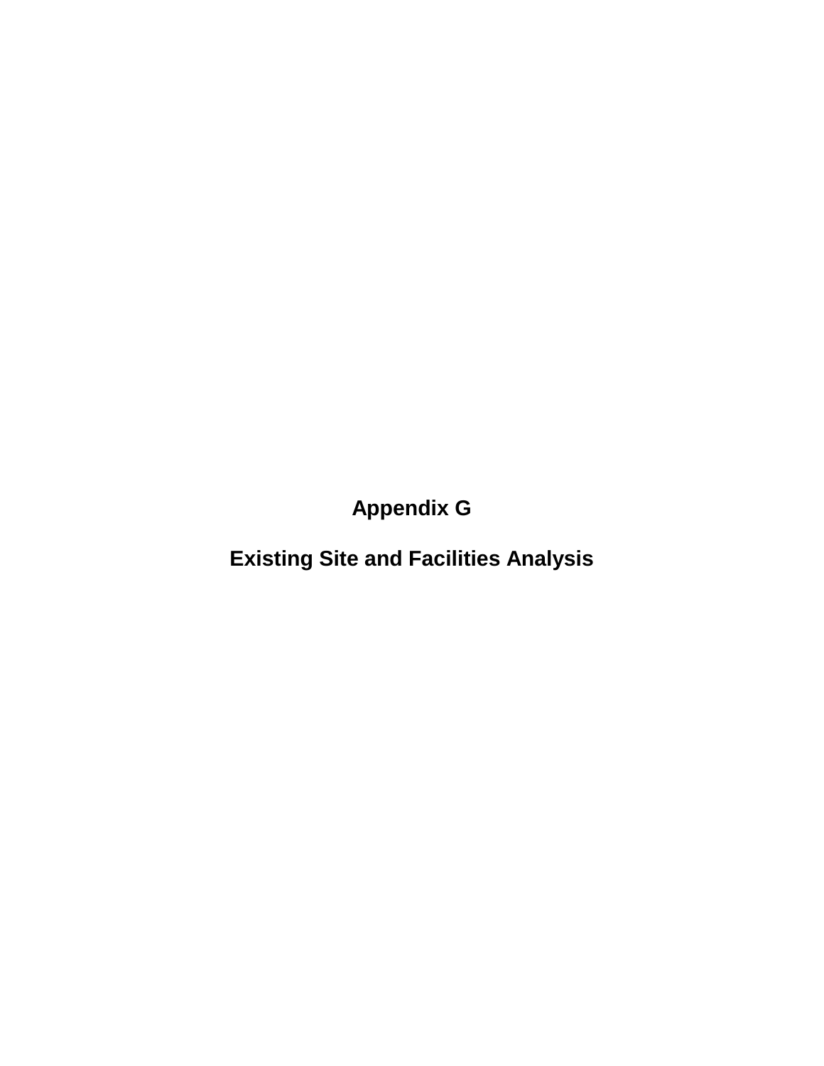# Appendix G

# Existing Site and Facilities Analysis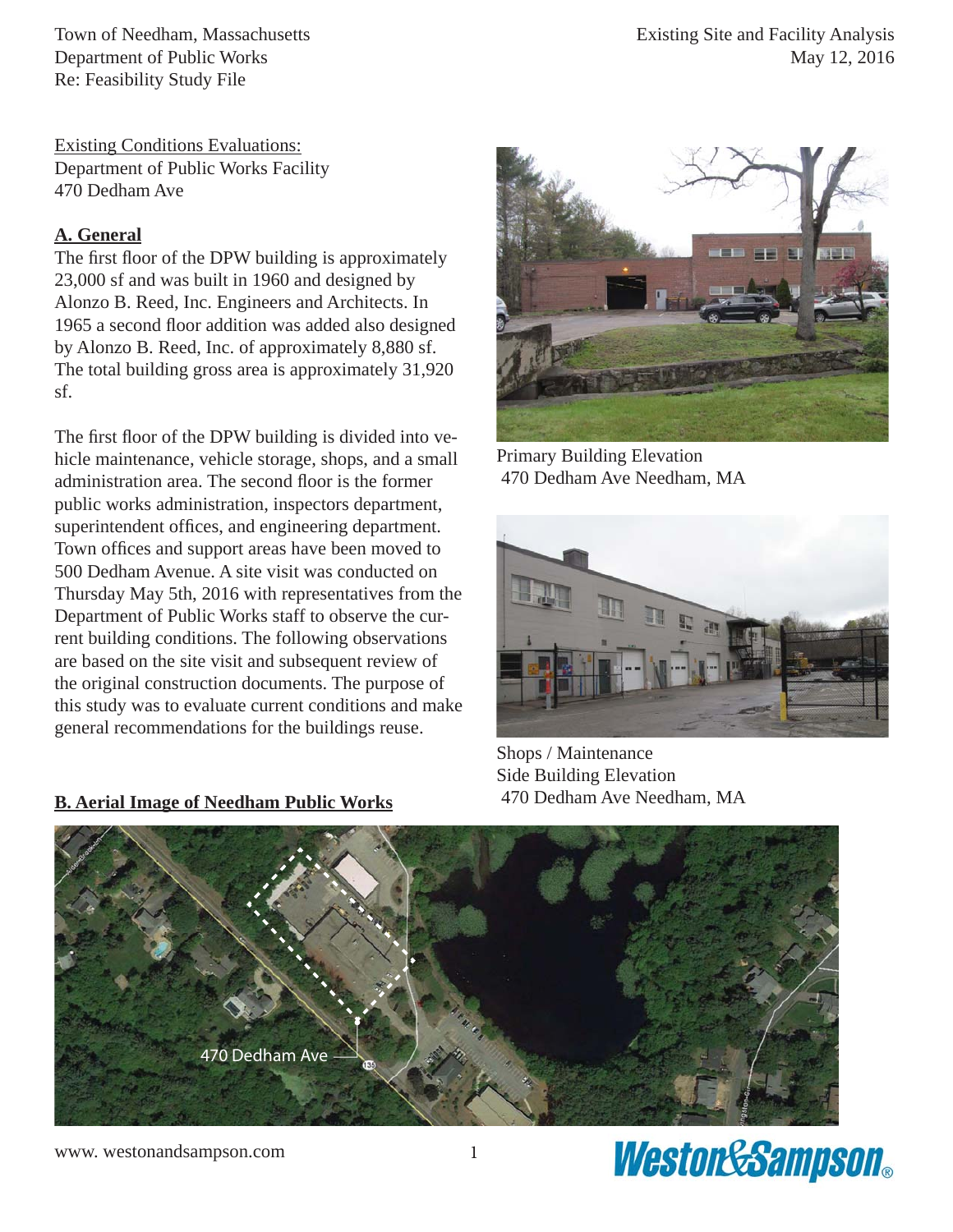Town of Needham, Massachusetts
Department of Public Works
Re: Feasibility Study File

Existing Site and Facility Analysis
May 12, 2016

Existing Conditions Evaluations:
Department of Public Works Facility
470 Dedham Ave

## A. General

The first floor of the DPW building is approximately 23,000 sf and was built in 1960 and designed by Alonzo B. Reed, Inc. Engineers and Architects. In 1965 a second floor addition was added also designed by Alonzo B. Reed, Inc. of approximately 8,880 sf. The total building gross area is approximately 31,920 sf.

The first floor of the DPW building is divided into vehicle maintenance, vehicle storage, shops, and a small administration area. The second floor is the former public works administration, inspectors department, superintendent offices, and engineering department. Town offices and support areas have been moved to 500 Dedham Avenue. A site visit was conducted on Thursday May 5th, 2016 with representatives from the Department of Public Works staff to observe the current building conditions. The following observations are based on the site visit and subsequent review of the original construction documents. The purpose of this study was to evaluate current conditions and make general recommendations for the buildings reuse.

Primary Building Elevation
470 Dedham Ave Needham, MA

Shops / Maintenance
Side Building Elevation
470 Dedham Ave Needham, MA

## B. Aerial Image of Needham Public Works

470 Dedham Ave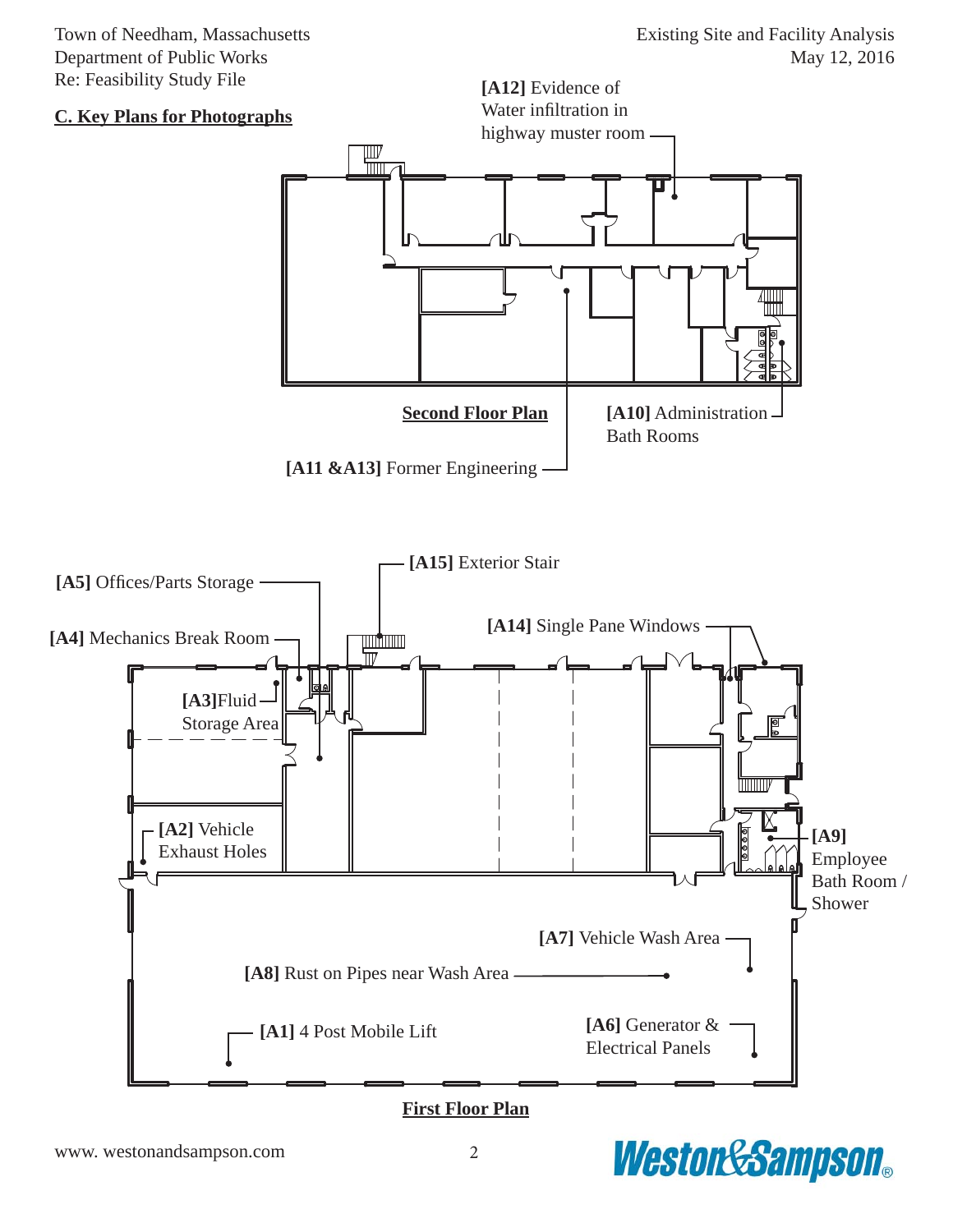Town of Needham, Massachusetts
Department of Public Works
Re: Feasibility Study File

Existing Site and Facility Analysis
May 12, 2016

## C. Key Plans for Photographs

**[A12]** Evidence of Water infiltration in highway muster room

**[A10]** Administration Bath Rooms

**[A11 &A13]** Former Engineering

**Second Floor Plan**

**[A15]** Exterior Stair

**[A5]** Offices/Parts Storage

**[A4]** Mechanics Break Room

**[A14]** Single Pane Windows

**[A3]** Fluid Storage Area

**[A2]** Vehicle Exhaust Holes

**[A9]** Employee Bath Room / Shower

**[A7]** Vehicle Wash Area

**[A8]** Rust on Pipes near Wash Area

**[A1]** 4 Post Mobile Lift

**[A6]** Generator & Electrical Panels

**First Floor Plan**

www. westonandsampson.com

Weston&Sampson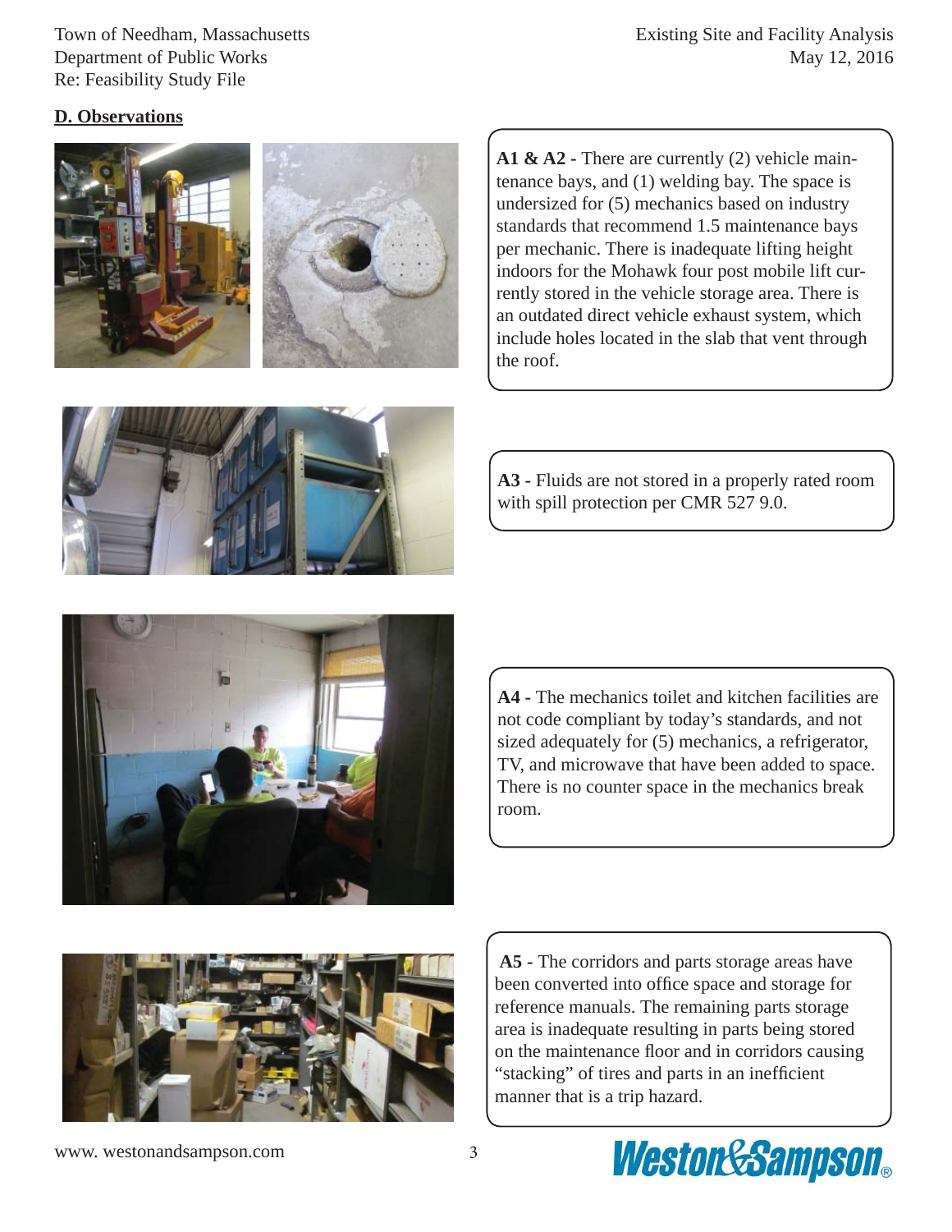## D. Observations

**A1 & A2 -** There are currently (2) vehicle maintenance bays, and (1) welding bay. The space is undersized for (5) mechanics based on industry standards that recommend 1.5 maintenance bays per mechanic. There is inadequate lifting height indoors for the Mohawk four post mobile lift currently stored in the vehicle storage area. There is an outdated direct vehicle exhaust system, which include holes located in the slab that vent through the roof.

**A3 -** Fluids are not stored in a properly rated room with spill protection per CMR 527 9.0.

**A4 -** The mechanics toilet and kitchen facilities are not code compliant by today's standards, and not sized adequately for (5) mechanics, a refrigerator, TV, and microwave that have been added to space. There is no counter space in the mechanics break room.

**A5 -** The corridors and parts storage areas have been converted into office space and storage for reference manuals. The remaining parts storage area is inadequate resulting in parts being stored on the maintenance floor and in corridors causing "stacking" of tires and parts in an inefficient manner that is a trip hazard.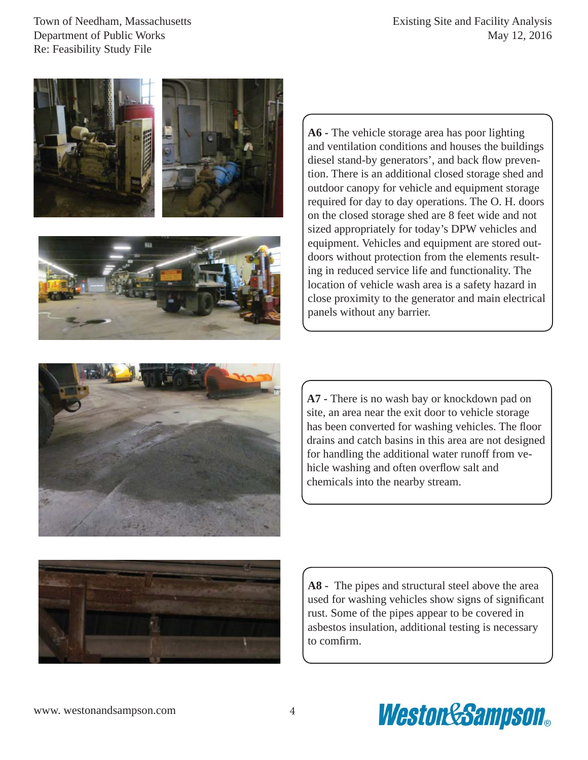**A6 -** The vehicle storage area has poor lighting and ventilation conditions and houses the buildings diesel stand-by generators', and back flow prevention. There is an additional closed storage shed and outdoor canopy for vehicle and equipment storage required for day to day operations. The O. H. doors on the closed storage shed are 8 feet wide and not sized appropriately for today's DPW vehicles and equipment. Vehicles and equipment are stored outdoors without protection from the elements resulting in reduced service life and functionality. The location of vehicle wash area is a safety hazard in close proximity to the generator and main electrical panels without any barrier.

**A7 -** There is no wash bay or knockdown pad on site, an area near the exit door to vehicle storage has been converted for washing vehicles. The floor drains and catch basins in this area are not designed for handling the additional water runoff from vehicle washing and often overflow salt and chemicals into the nearby stream.

**A8 -** The pipes and structural steel above the area used for washing vehicles show signs of significant rust. Some of the pipes appear to be covered in asbestos insulation, additional testing is necessary to comfirm.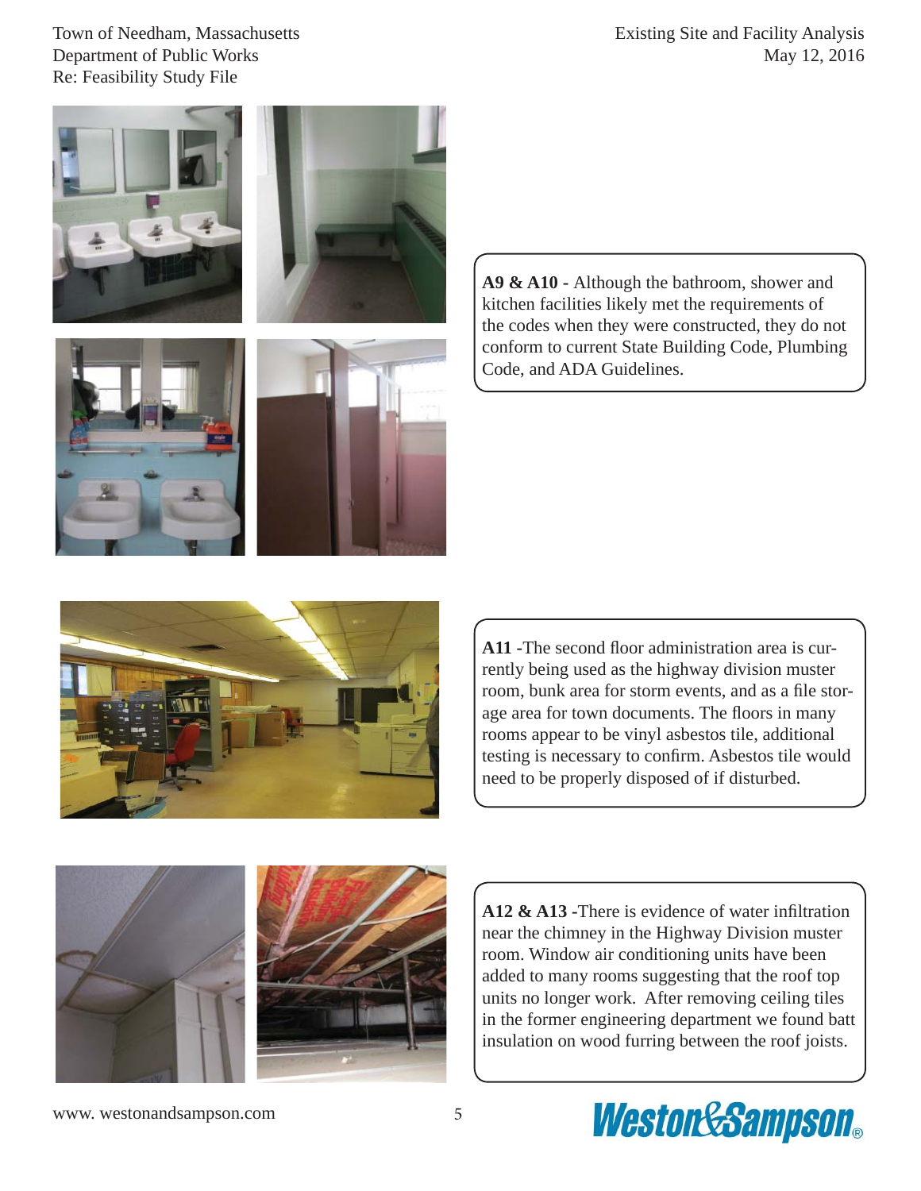**A9 & A10 -** Although the bathroom, shower and kitchen facilities likely met the requirements of the codes when they were constructed, they do not conform to current State Building Code, Plumbing Code, and ADA Guidelines.

**A11 -**The second floor administration area is currently being used as the highway division muster room, bunk area for storm events, and as a file storage area for town documents. The floors in many rooms appear to be vinyl asbestos tile, additional testing is necessary to confirm. Asbestos tile would need to be properly disposed of if disturbed.

**A12 & A13 -**There is evidence of water infiltration near the chimney in the Highway Division muster room. Window air conditioning units have been added to many rooms suggesting that the roof top units no longer work. After removing ceiling tiles in the former engineering department we found batt insulation on wood furring between the roof joists.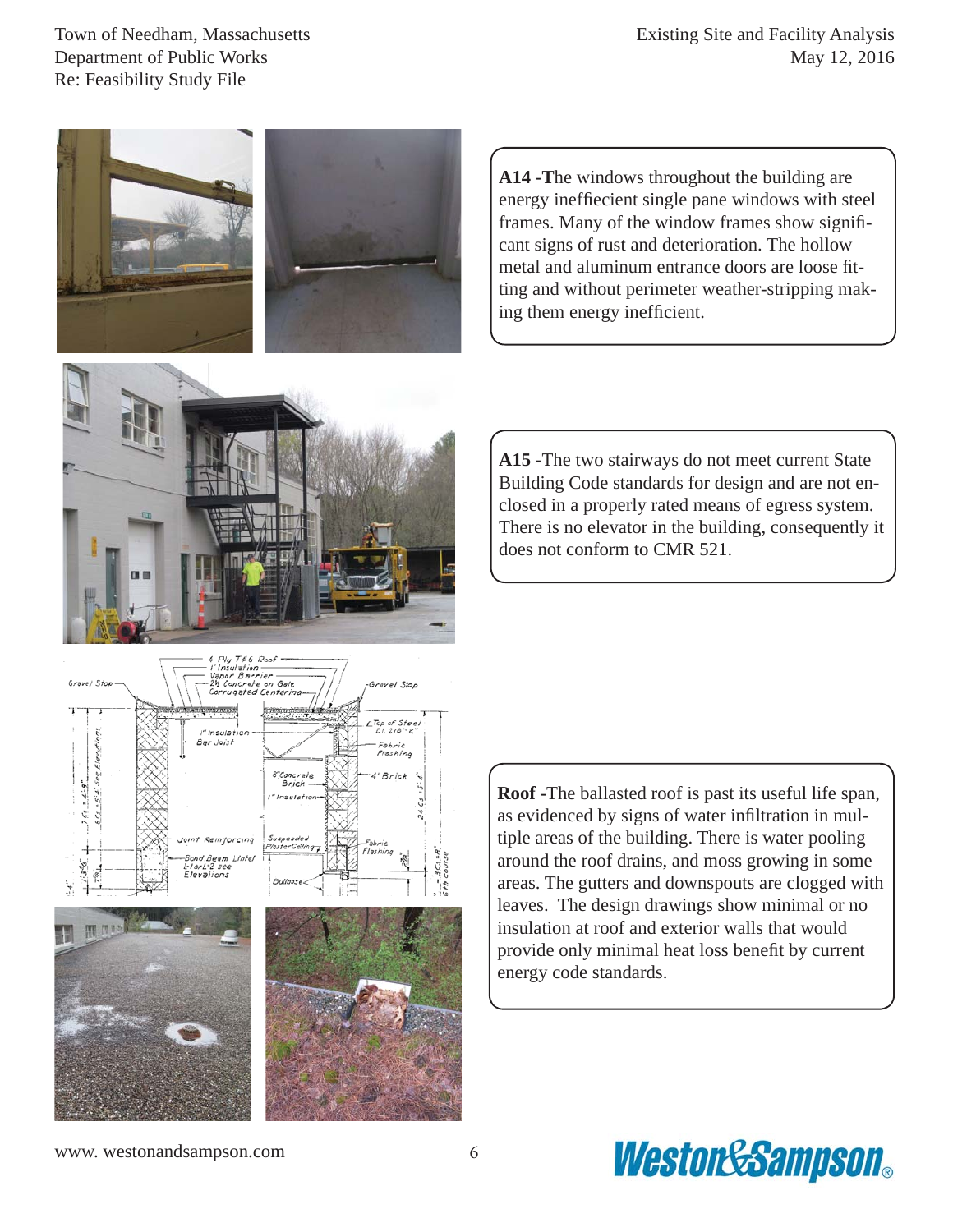**A14 -T**he windows throughout the building are energy ineffiecient single pane windows with steel frames. Many of the window frames show significant signs of rust and deterioration. The hollow metal and aluminum entrance doors are loose fitting and without perimeter weather-stripping making them energy inefficient.

**A15 -**The two stairways do not meet current State Building Code standards for design and are not enclosed in a properly rated means of egress system. There is no elevator in the building, consequently it does not conform to CMR 521.

**Roof -**The ballasted roof is past its useful life span, as evidenced by signs of water infiltration in multiple areas of the building. There is water pooling around the roof drains, and moss growing in some areas. The gutters and downspouts are clogged with leaves. The design drawings show minimal or no insulation at roof and exterior walls that would provide only minimal heat loss benefit by current energy code standards.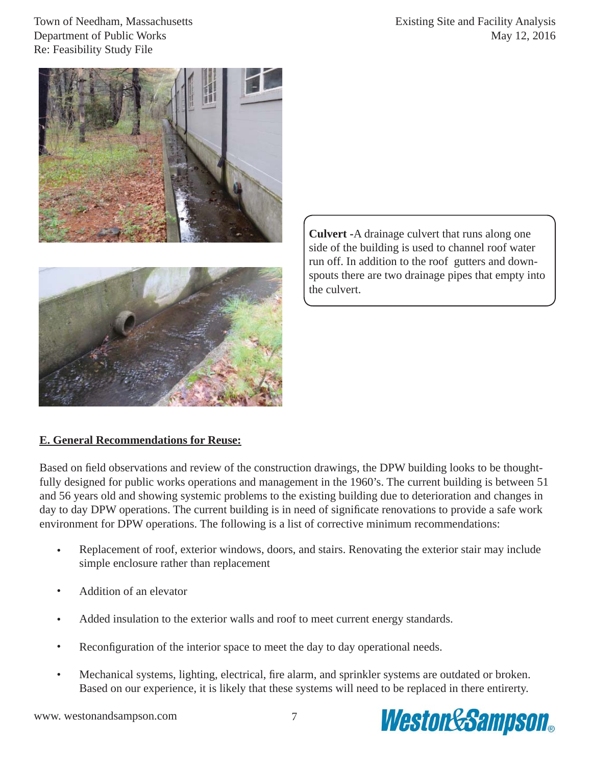**Culvert** -A drainage culvert that runs along one side of the building is used to channel roof water run off. In addition to the roof gutters and downspouts there are two drainage pipes that empty into the culvert.

## E. General Recommendations for Reuse:

Based on field observations and review of the construction drawings, the DPW building looks to be thoughtfully designed for public works operations and management in the 1960's. The current building is between 51 and 56 years old and showing systemic problems to the existing building due to deterioration and changes in day to day DPW operations. The current building is in need of significate renovations to provide a safe work environment for DPW operations. The following is a list of corrective minimum recommendations:

- Replacement of roof, exterior windows, doors, and stairs. Renovating the exterior stair may include simple enclosure rather than replacement
- Addition of an elevator
- Added insulation to the exterior walls and roof to meet current energy standards.
- Reconfiguration of the interior space to meet the day to day operational needs.
- Mechanical systems, lighting, electrical, fire alarm, and sprinkler systems are outdated or broken. Based on our experience, it is likely that these systems will need to be replaced in there entirerty.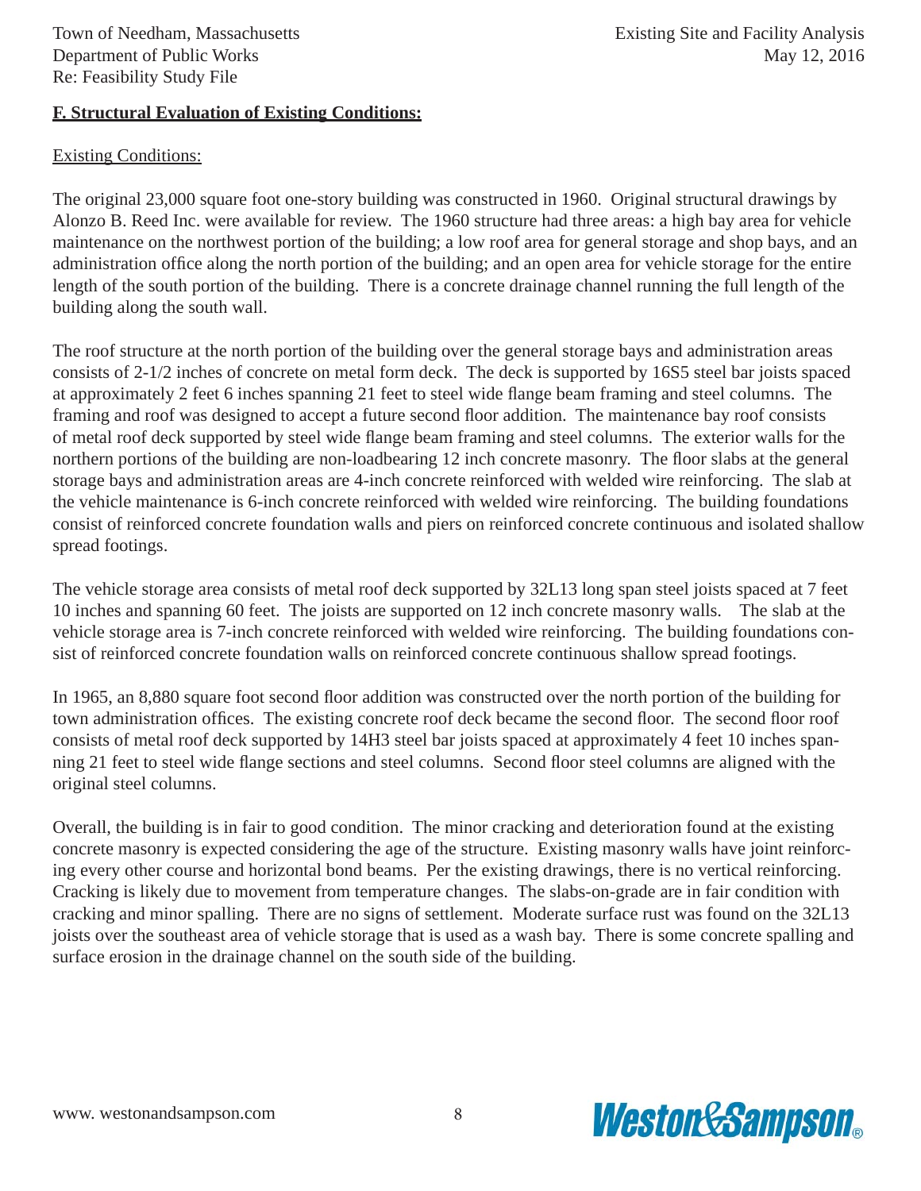## F. Structural Evaluation of Existing Conditions:

Existing Conditions:

The original 23,000 square foot one-story building was constructed in 1960. Original structural drawings by Alonzo B. Reed Inc. were available for review. The 1960 structure had three areas: a high bay area for vehicle maintenance on the northwest portion of the building; a low roof area for general storage and shop bays, and an administration office along the north portion of the building; and an open area for vehicle storage for the entire length of the south portion of the building. There is a concrete drainage channel running the full length of the building along the south wall.

The roof structure at the north portion of the building over the general storage bays and administration areas consists of 2-1/2 inches of concrete on metal form deck. The deck is supported by 16S5 steel bar joists spaced at approximately 2 feet 6 inches spanning 21 feet to steel wide flange beam framing and steel columns. The framing and roof was designed to accept a future second floor addition. The maintenance bay roof consists of metal roof deck supported by steel wide flange beam framing and steel columns. The exterior walls for the northern portions of the building are non-loadbearing 12 inch concrete masonry. The floor slabs at the general storage bays and administration areas are 4-inch concrete reinforced with welded wire reinforcing. The slab at the vehicle maintenance is 6-inch concrete reinforced with welded wire reinforcing. The building foundations consist of reinforced concrete foundation walls and piers on reinforced concrete continuous and isolated shallow spread footings.

The vehicle storage area consists of metal roof deck supported by 32L13 long span steel joists spaced at 7 feet 10 inches and spanning 60 feet. The joists are supported on 12 inch concrete masonry walls. The slab at the vehicle storage area is 7-inch concrete reinforced with welded wire reinforcing. The building foundations consist of reinforced concrete foundation walls on reinforced concrete continuous shallow spread footings.

In 1965, an 8,880 square foot second floor addition was constructed over the north portion of the building for town administration offices. The existing concrete roof deck became the second floor. The second floor roof consists of metal roof deck supported by 14H3 steel bar joists spaced at approximately 4 feet 10 inches spanning 21 feet to steel wide flange sections and steel columns. Second floor steel columns are aligned with the original steel columns.

Overall, the building is in fair to good condition. The minor cracking and deterioration found at the existing concrete masonry is expected considering the age of the structure. Existing masonry walls have joint reinforcing every other course and horizontal bond beams. Per the existing drawings, there is no vertical reinforcing. Cracking is likely due to movement from temperature changes. The slabs-on-grade are in fair condition with cracking and minor spalling. There are no signs of settlement. Moderate surface rust was found on the 32L13 joists over the southeast area of vehicle storage that is used as a wash bay. There is some concrete spalling and surface erosion in the drainage channel on the south side of the building.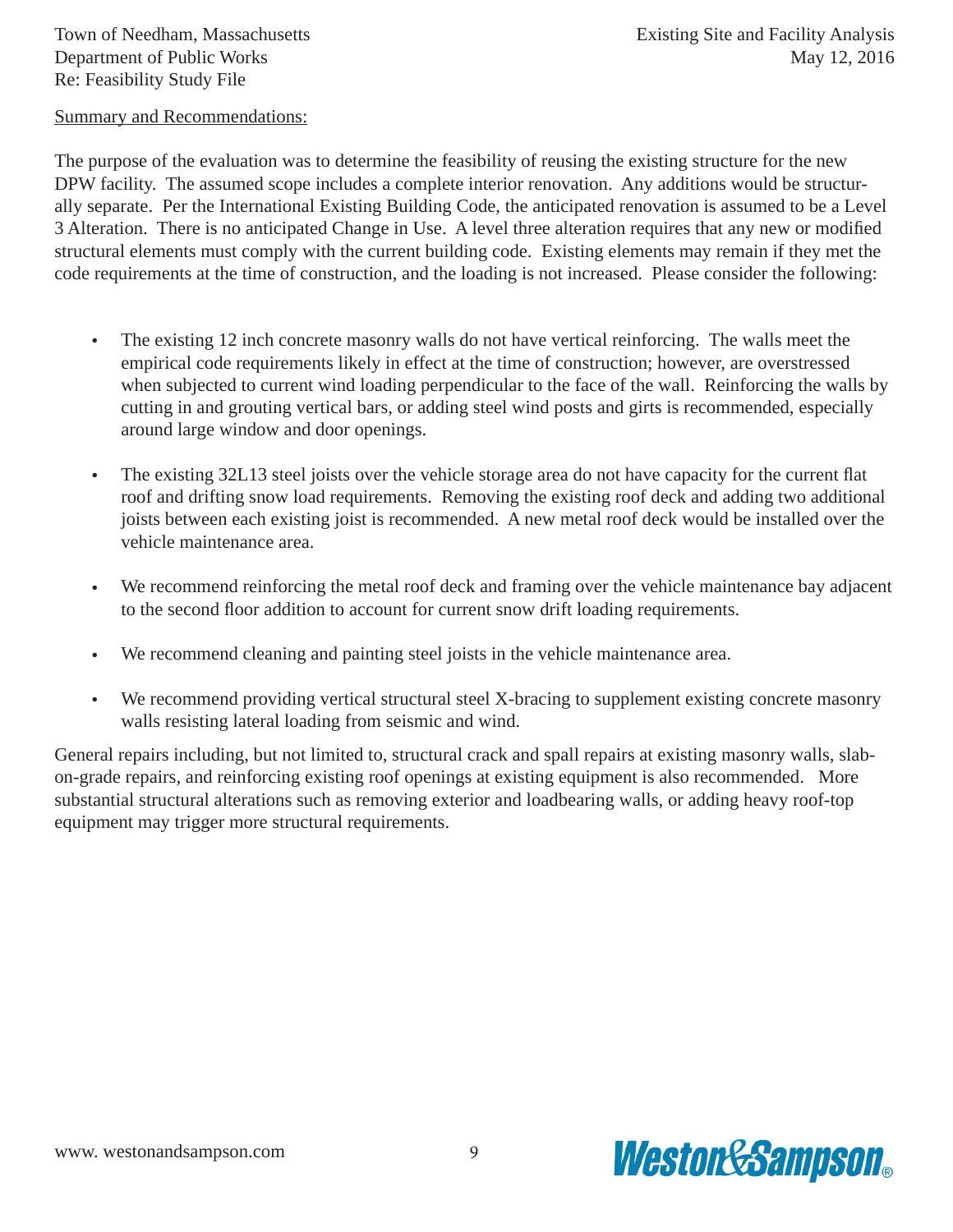<u>Summary and Recommendations:</u>

The purpose of the evaluation was to determine the feasibility of reusing the existing structure for the new DPW facility. The assumed scope includes a complete interior renovation. Any additions would be structurally separate. Per the International Existing Building Code, the anticipated renovation is assumed to be a Level 3 Alteration. There is no anticipated Change in Use. A level three alteration requires that any new or modified structural elements must comply with the current building code. Existing elements may remain if they met the code requirements at the time of construction, and the loading is not increased. Please consider the following:

- The existing 12 inch concrete masonry walls do not have vertical reinforcing. The walls meet the empirical code requirements likely in effect at the time of construction; however, are overstressed when subjected to current wind loading perpendicular to the face of the wall. Reinforcing the walls by cutting in and grouting vertical bars, or adding steel wind posts and girts is recommended, especially around large window and door openings.

- The existing 32L13 steel joists over the vehicle storage area do not have capacity for the current flat roof and drifting snow load requirements. Removing the existing roof deck and adding two additional joists between each existing joist is recommended. A new metal roof deck would be installed over the vehicle maintenance area.

- We recommend reinforcing the metal roof deck and framing over the vehicle maintenance bay adjacent to the second floor addition to account for current snow drift loading requirements.

- We recommend cleaning and painting steel joists in the vehicle maintenance area.

- We recommend providing vertical structural steel X-bracing to supplement existing concrete masonry walls resisting lateral loading from seismic and wind.

General repairs including, but not limited to, structural crack and spall repairs at existing masonry walls, slab-on-grade repairs, and reinforcing existing roof openings at existing equipment is also recommended. More substantial structural alterations such as removing exterior and loadbearing walls, or adding heavy roof-top equipment may trigger more structural requirements.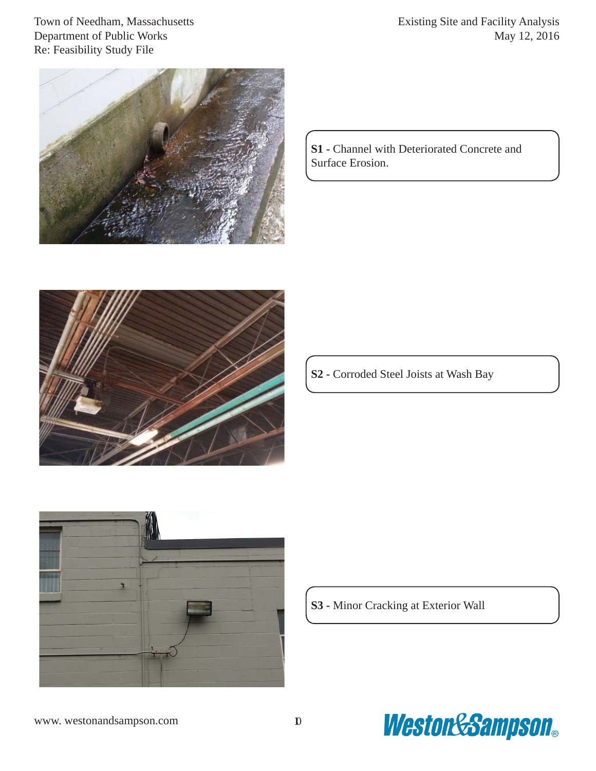**S1 -** Channel with Deteriorated Concrete and Surface Erosion.

**S2 -** Corroded Steel Joists at Wash Bay

**S3 -** Minor Cracking at Exterior Wall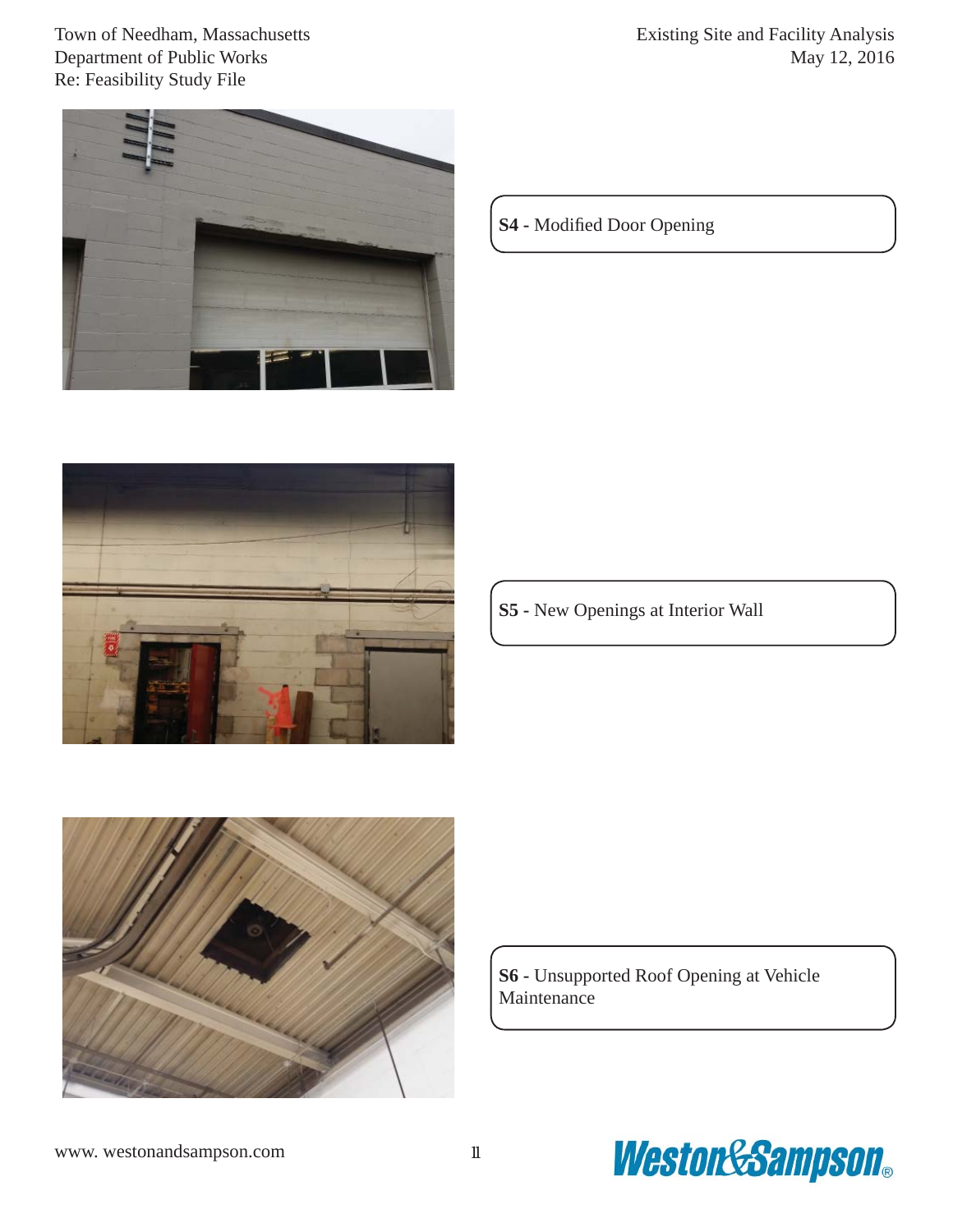**S4 -** Modified Door Opening

**S5 -** New Openings at Interior Wall

**S6 -** Unsupported Roof Opening at Vehicle Maintenance